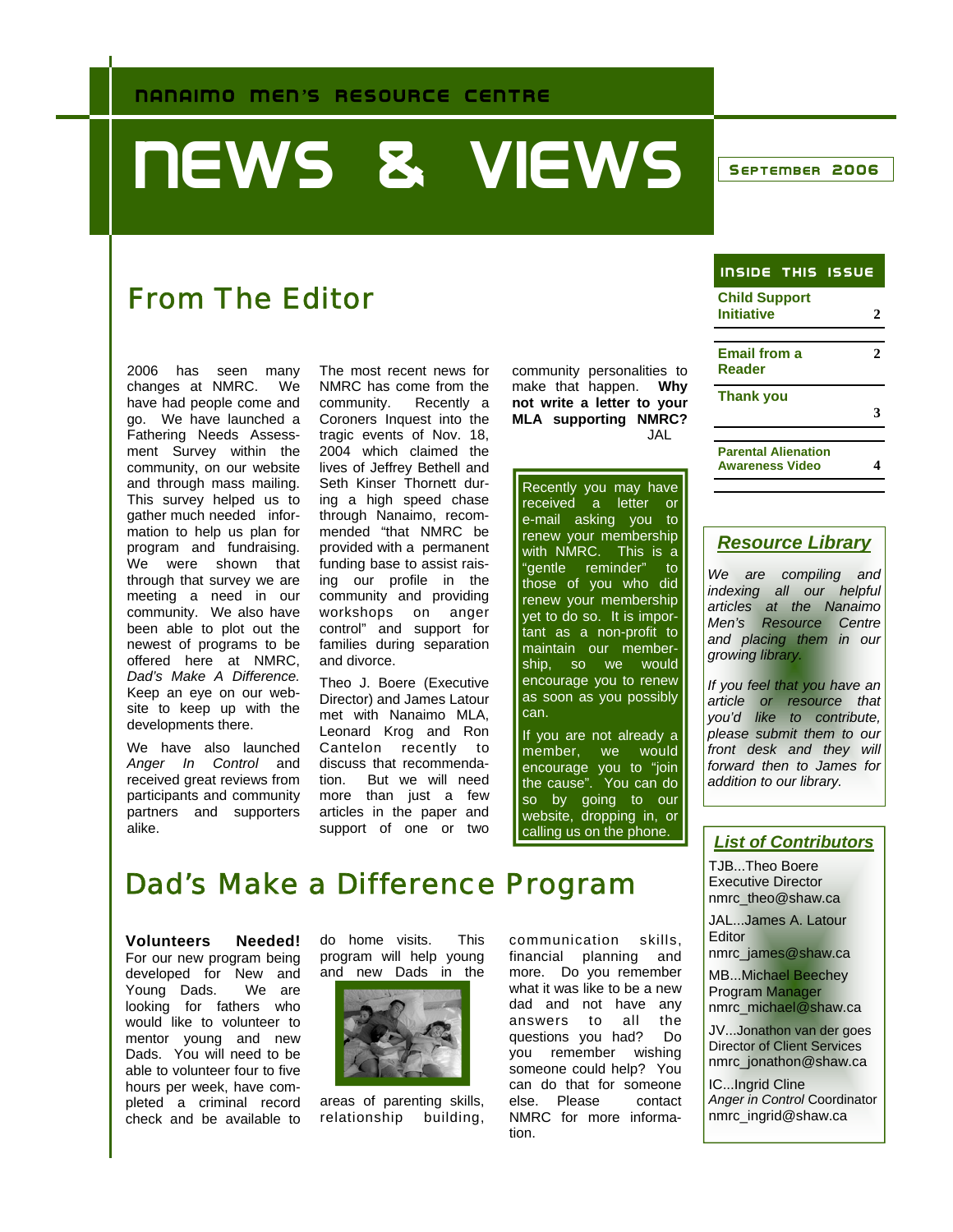NANAIMO MEN'S RESOURCE CENTRE

# NEWS & VIEWS

September 2006

## From The Editor

2006 has seen many changes at NMRC. We have had people come and go. We have launched a Fathering Needs Assessment Survey within the community, on our website and through mass mailing. This survey helped us to gather much needed information to help us plan for program and fundraising. We were shown that through that survey we are meeting a need in our community. We also have been able to plot out the newest of programs to be offered here at NMRC, *Dad's Make A Difference.* Keep an eye on our website to keep up with the developments there.

We have also launched *Anger In Control* and received great reviews from participants and community partners and supporters alike.

The most recent news for NMRC has come from the community. Recently a Coroners Inquest into the tragic events of Nov. 18, 2004 which claimed the lives of Jeffrey Bethell and Seth Kinser Thornett during a high speed chase through Nanaimo, recommended "that NMRC be provided with a permanent funding base to assist raising our profile in the community and providing workshops on anger control" and support for families during separation and divorce.

Theo J. Boere (Executive Director) and James Latour met with Nanaimo MLA, Leonard Krog and Ron Cantelon recently to discuss that recommendation. But we will need more than just a few articles in the paper and support of one or two community personalities to make that happen. **Why not write a letter to your MLA supporting NMRC?**

JAL

Recently you may have received a letter or e-mail asking you to renew your membership with NMRC. This is a "gentle reminder" to those of you who did renew your membership yet to do so. It is important as a non-profit to maintain our membership, so we would encourage you to renew as soon as you possibly can.

If you are not already a member, we would encourage you to "join the cause". You can do so by going to our website, dropping in, or calling us on the phone.

## Dad's Make a Difference Program

**Volunteers Needed!** For our new program being developed for New and Young Dads. We are looking for fathers who would like to volunteer to mentor young and new Dads. You will need to be able to volunteer four to five hours per week, have completed a criminal record check and be available to do home visits. This program will help young and new Dads in the areas of parenting skills, relationship building, communication skills, financial planning and more. Do you remember what it was like to be a new dad and not have any answers to all the questions you had? Do you remember wishing someone could help? You can do that for someone else. Please contact NMRC for more information.

---

### Inside This Issue

| | |
|---|---|
| Child Support Initiative | 2 |
| Email from a Reader | 2 |
| Thank you | 3 |
| Parental Alienation Awareness Video | 4 |

### Resource Library

*We are compiling and indexing all our helpful articles at the Nanaimo Men's Resource Centre and placing them in our growing library.*

*If you feel that you have an article or resource that you'd like to contribute, please submit them to our front desk and they will forward then to James for addition to our library.*

### List of Contributors

TJB...Theo Boere
Executive Director
nmrc_theo@shaw.ca

JAL...James A. Latour
Editor
nmrc_james@shaw.ca

MB...Michael Beechey
Program Manager
nmrc_michael@shaw.ca

JV...Jonathon van der goes
Director of Client Services
nmrc_jonathon@shaw.ca

IC...Ingrid Cline
*Anger in Control* Coordinator
nmrc_ingrid@shaw.ca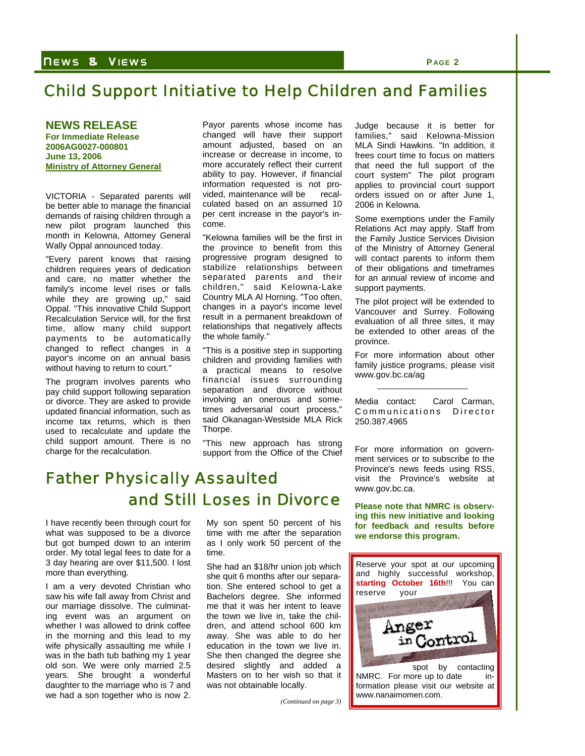# Child Support Initiative to Help Children and Families

**NEWS RELEASE**

**For Immediate Release**
**2006AG0027-000801**
**June 13, 2006**
**Ministry of Attorney General**

VICTORIA - Separated parents will be better able to manage the financial demands of raising children through a new pilot program launched this month in Kelowna, Attorney General Wally Oppal announced today.

"Every parent knows that raising children requires years of dedication and care, no matter whether the family's income level rises or falls while they are growing up," said Oppal. "This innovative Child Support Recalculation Service will, for the first time, allow many child support payments to be automatically changed to reflect changes in a payor's income on an annual basis without having to return to court."

The program involves parents who pay child support following separation or divorce. They are asked to provide updated financial information, such as income tax returns, which is then used to recalculate and update the child support amount. There is no charge for the recalculation.

Payor parents whose income has changed will have their support amount adjusted, based on an increase or decrease in income, to more accurately reflect their current ability to pay. However, if financial information requested is not provided, maintenance will be recalculated based on an assumed 10 per cent increase in the payor's income.

"Kelowna families will be the first in the province to benefit from this progressive program designed to stabilize relationships between separated parents and their children," said Kelowna-Lake Country MLA Al Horning. "Too often, changes in a payor's income level result in a permanent breakdown of relationships that negatively affects the whole family."

"This is a positive step in supporting children and providing families with a practical means to resolve financial issues surrounding separation and divorce without involving an onerous and sometimes adversarial court process," said Okanagan-Westside MLA Rick Thorpe.

"This new approach has strong support from the Office of the Chief Judge because it is better for families," said Kelowna-Mission MLA Sindi Hawkins. "In addition, it frees court time to focus on matters that need the full support of the court system" The pilot program applies to provincial court support orders issued on or after June 1, 2006 in Kelowna.

Some exemptions under the Family Relations Act may apply. Staff from the Family Justice Services Division of the Ministry of Attorney General will contact parents to inform them of their obligations and timeframes for an annual review of income and support payments.

The pilot project will be extended to Vancouver and Surrey. Following evaluation of all three sites, it may be extended to other areas of the province.

For more information about other family justice programs, please visit www.gov.bc.ca/ag

---

Media contact: Carol Carman, Communications Director 250.387.4965

For more information on government services or to subscribe to the Province's news feeds using RSS, visit the Province's website at www.gov.bc.ca.

**Please note that NMRC is observing this new initiative and looking for feedback and results before we endorse this program.**

# Father Physically Assaulted and Still Loses in Divorce

I have recently been through court for what was supposed to be a divorce but got bumped down to an interim order. My total legal fees to date for a 3 day hearing are over $11,500. I lost more than everything.

I am a very devoted Christian who saw his wife fall away from Christ and our marriage dissolve. The culminating event was an argument on whether I was allowed to drink coffee in the morning and this lead to my wife physically assaulting me while I was in the bath tub bathing my 1 year old son. We were only married 2.5 years. She brought a wonderful daughter to the marriage who is 7 and we had a son together who is now 2.

My son spent 50 percent of his time with me after the separation as I only work 50 percent of the time.

She had an $18/hr union job which she quit 6 months after our separation. She entered school to get a Bachelors degree. She informed me that it was her intent to leave the town we live in, take the children, and attend school 600 km away. She was able to do her education in the town we live in. She then changed the degree she desired slightly and added a Masters on to her wish so that it was not obtainable locally.

*(Continued on page 3)*

---

Reserve your spot at our upcoming and highly successful workshop, **starting October 16th**!!! You can reserve your

**Anger in Control**

spot by contacting NMRC. For more up to date information please visit our website at www.nanaimomen.com.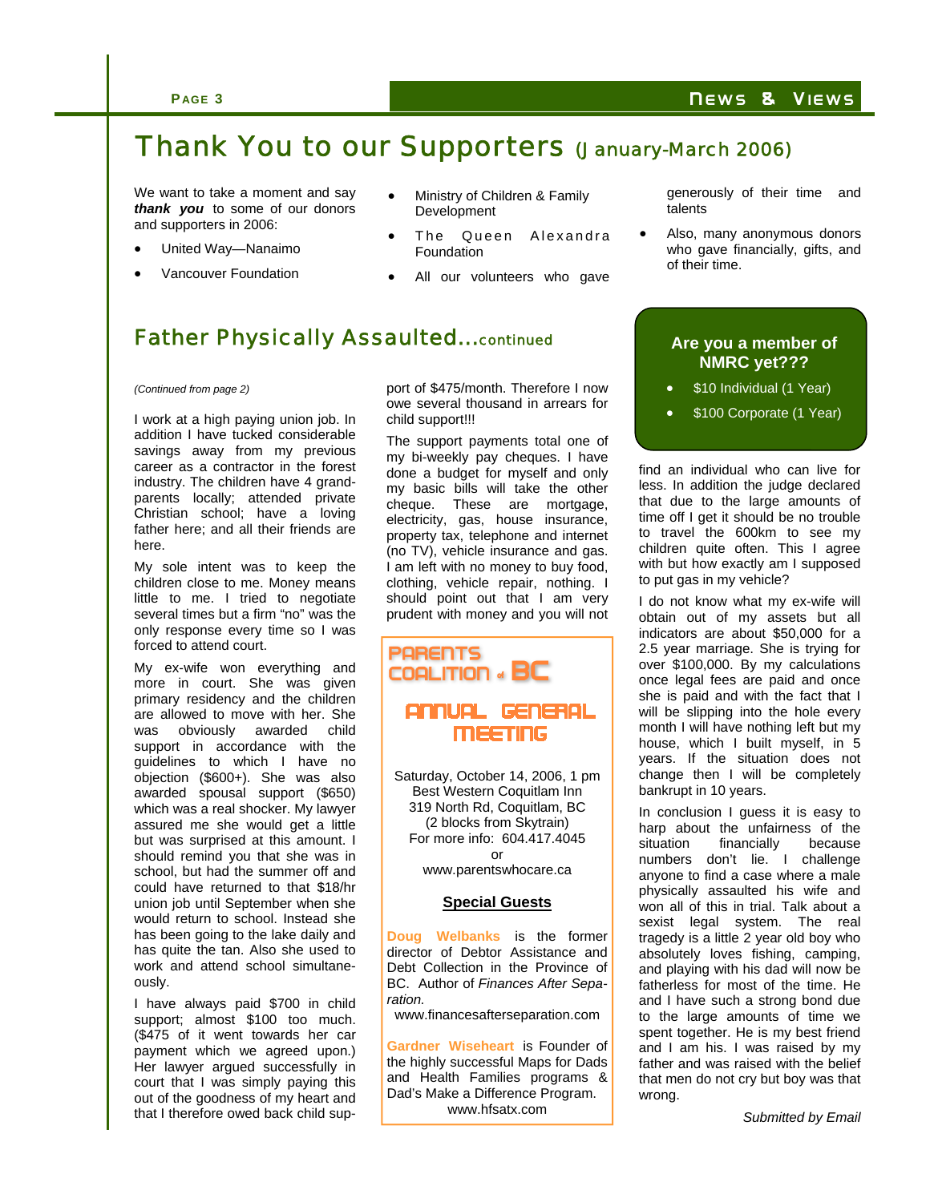## Thank You to our Supporters (January-March 2006)

We want to take a moment and say ***thank you*** to some of our donors and supporters in 2006:

- United Way—Nanaimo
- Vancouver Foundation
- Ministry of Children & Family Development
- The Queen Alexandra Foundation
- All our volunteers who gave generously of their time and talents
- Also, many anonymous donors who gave financially, gifts, and of their time.

## Father Physically Assaulted...continued

*(Continued from page 2)*

I work at a high paying union job. In addition I have tucked considerable savings away from my previous career as a contractor in the forest industry. The children have 4 grand-parents locally; attended private Christian school; have a loving father here; and all their friends are here.

My sole intent was to keep the children close to me. Money means little to me. I tried to negotiate several times but a firm "no" was the only response every time so I was forced to attend court.

My ex-wife won everything and more in court. She was given primary residency and the children are allowed to move with her. She was obviously awarded child support in accordance with the guidelines to which I have no objection ($600+). She was also awarded spousal support ($650) which was a real shocker. My lawyer assured me she would get a little but was surprised at this amount. I should remind you that she was in school, but had the summer off and could have returned to that $18/hr union job until September when she would return to school. Instead she has been going to the lake daily and has quite the tan. Also she used to work and attend school simultaneously.

I have always paid $700 in child support; almost $100 too much. ($475 of it went towards her car payment which we agreed upon.) Her lawyer argued successfully in court that I was simply paying this out of the goodness of my heart and that I therefore owed back child support of $475/month. Therefore I now owe several thousand in arrears for child support!!!

The support payments total one of my bi-weekly pay cheques. I have done a budget for myself and only my basic bills will take the other cheque. These are mortgage, electricity, gas, house insurance, property tax, telephone and internet (no TV), vehicle insurance and gas. I am left with no money to buy food, clothing, vehicle repair, nothing. I should point out that I am very prudent with money and you will not find an individual who can live for less. In addition the judge declared that due to the large amounts of time off I get it should be no trouble to travel the 600km to see my children quite often. This I agree with but how exactly am I supposed to put gas in my vehicle?

I do not know what my ex-wife will obtain out of my assets but all indicators are about $50,000 for a 2.5 year marriage. She is trying for over $100,000. By my calculations once legal fees are paid and once she is paid and with the fact that I will be slipping into the hole every month I will have nothing left but my house, which I built myself, in 5 years. If the situation does not change then I will be completely bankrupt in 10 years.

In conclusion I guess it is easy to harp about the unfairness of the situation financially because numbers don't lie. I challenge anyone to find a case where a male physically assaulted his wife and won all of this in trial. Talk about a sexist legal system. The real tragedy is a little 2 year old boy who absolutely loves fishing, camping, and playing with his dad will now be fatherless for most of the time. He and I have such a strong bond due to the large amounts of time we spent together. He is my best friend and I am his. I was raised by my father and was raised with the belief that men do not cry but boy was that wrong.

*Submitted by Email*

---

**Are you a member of NMRC yet???**

- $10 Individual (1 Year)
- $100 Corporate (1 Year)

---

### PARENTS COALITION of BC

### ANNUAL GENERAL MEETING

Saturday, October 14, 2006, 1 pm
Best Western Coquitlam Inn
319 North Rd, Coquitlam, BC
(2 blocks from Skytrain)
For more info: 604.417.4045
or
www.parentswhocare.ca

**Special Guests**

**Doug Welbanks** is the former director of Debtor Assistance and Debt Collection in the Province of BC. Author of *Finances After Separation.*
www.financesafterseparation.com

**Gardner Wiseheart** is Founder of the highly successful Maps for Dads and Health Families programs & Dad's Make a Difference Program.
www.hfsatx.com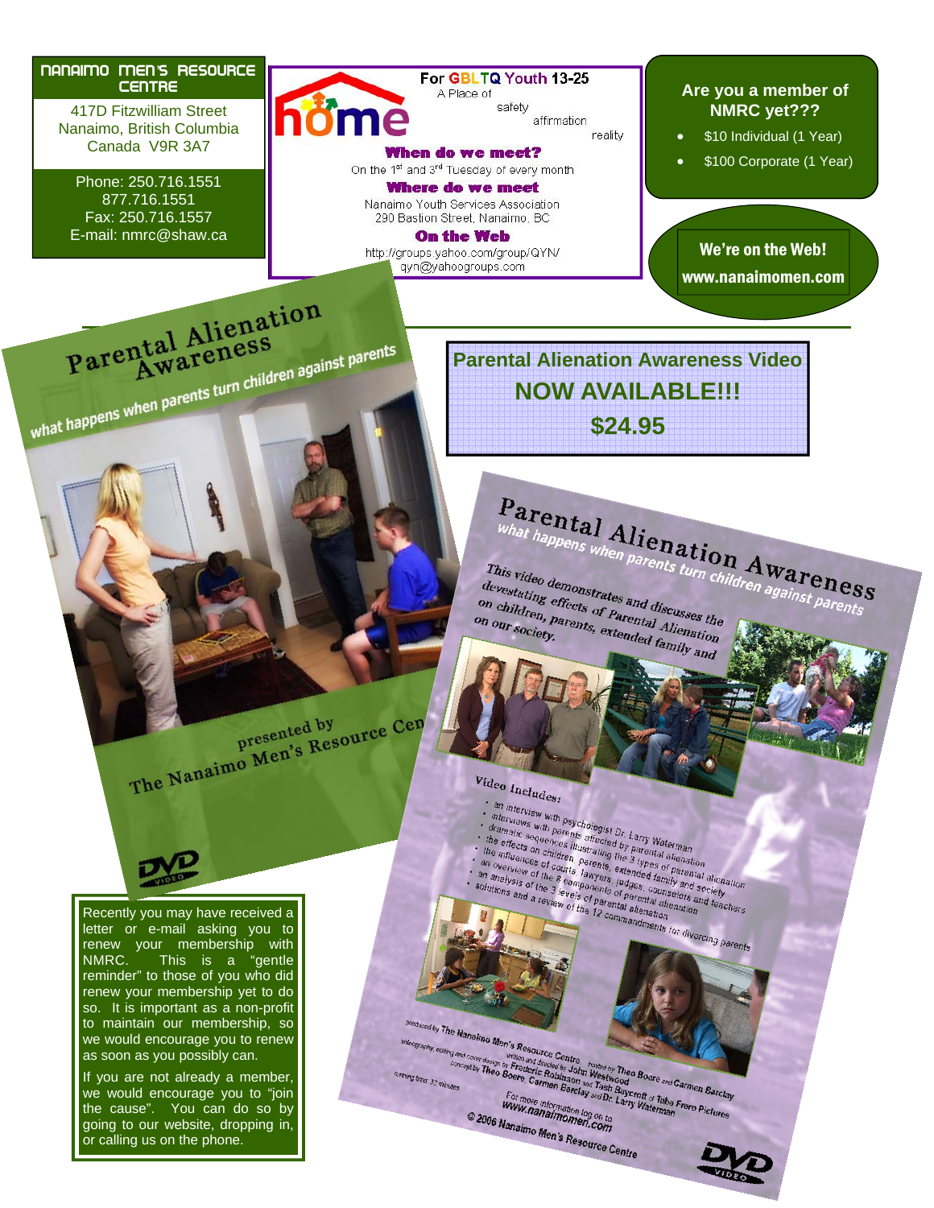**NANAIMO MEN'S RESOURCE CENTRE**

417D Fitzwilliam Street
Nanaimo, British Columbia
Canada V9R 3A7

Phone: 250.716.1551
877.716.1551
Fax: 250.716.1557
E-mail: nmrc@shaw.ca

**home**

For GBLTQ Youth 13-25

A Place of safety affirmation reality

**When do we meet?**

On the 1st and 3rd Tuesday of every month

**Where do we meet**

Nanaimo Youth Services Association
290 Bastion Street, Nanaimo, BC

**On the Web**

http://groups.yahoo.com/group/QYN/
qyn@yahoogroups.com

**Are you a member of NMRC yet???**

- $10 Individual (1 Year)
- $100 Corporate (1 Year)

**We're on the Web!**
**www.nanaimomen.com**

Parental Alienation Awareness
what happens when parents turn children against parents

presented by
The Nanaimo Men's Resource Centre

**Parental Alienation Awareness Video**
**NOW AVAILABLE!!!**
**$24.95**

Parental Alienation Awareness
what happens when parents turn children against parents

*This video demonstrates and discusses the devestating effects of Parental Alienation on children, parents, extended family and on our society.*

Video Includes:

- an interview with psychologist Dr. Larry Waterman
- interviews with parents affected by parental alienation
- dramatic sequences illustrating the 3 types of parental alienation
- the effects on children, parents, extended family and society
- the influences of courts, lawyers, judges, counselors and teachers
- an overview of the 8 components of parental alienation
- an analysis of the 3 levels of parental alienation
- solutions and a review of the 12 commandments for divorcing parents

produced by The Nanaimo Men's Resource Centre
written and directed by John Westwood
hosted by Theo Boere and Carmen Barclay
videography, editing and cover design by Frederic Robinson and Trish Baycroft of Taba Frero Pictures
concept by Theo Boere, Carmen Barclay and Dr. Larry Waterman
running time: 32 minutes

For more information log on to
www.nanaimomen.com

© 2006 Nanaimo Men's Resource Centre

Recently you may have received a letter or e-mail asking you to renew your membership with NMRC. This is a "gentle reminder" to those of you who did renew your membership yet to do so. It is important as a non-profit to maintain our membership, so we would encourage you to renew as soon as you possibly can.

If you are not already a member, we would encourage you to "join the cause". You can do so by going to our website, dropping in, or calling us on the phone.